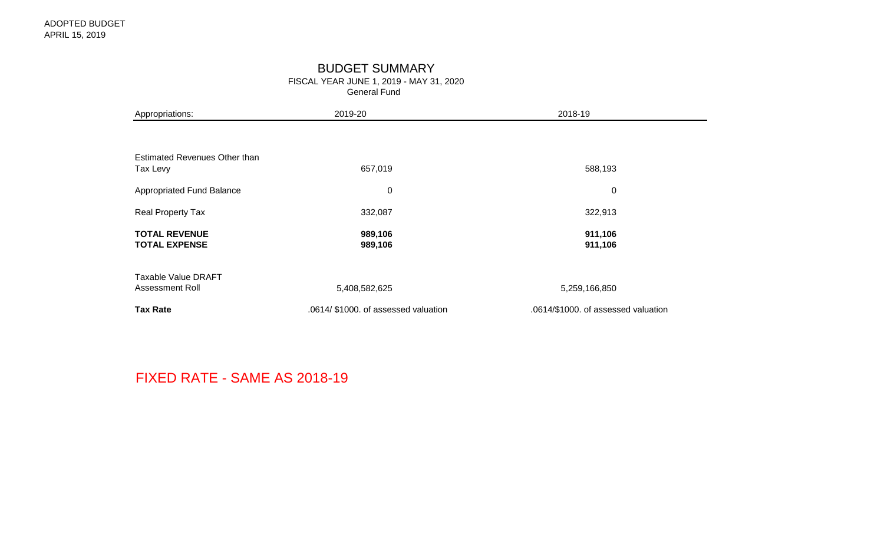ADOPTED BUDGET
APRIL 15, 2019

# BUDGET SUMMARY

FISCAL YEAR JUNE 1, 2019 - MAY 31, 2020
General Fund

| Appropriations: | 2019-20 | 2018-19 |
|---|---|---|
| Estimated Revenues Other than Tax Levy | 657,019 | 588,193 |
| Appropriated Fund Balance | 0 | 0 |
| Real Property Tax | 332,087 | 322,913 |
| **TOTAL REVENUE** | **989,106** | **911,106** |
| **TOTAL EXPENSE** | **989,106** | **911,106** |
| Taxable Value DRAFT Assessment Roll | 5,408,582,625 | 5,259,166,850 |
| **Tax Rate** | .0614/ $1000. of assessed valuation | .0614/$1000. of assessed valuation |

FIXED RATE - SAME AS 2018-19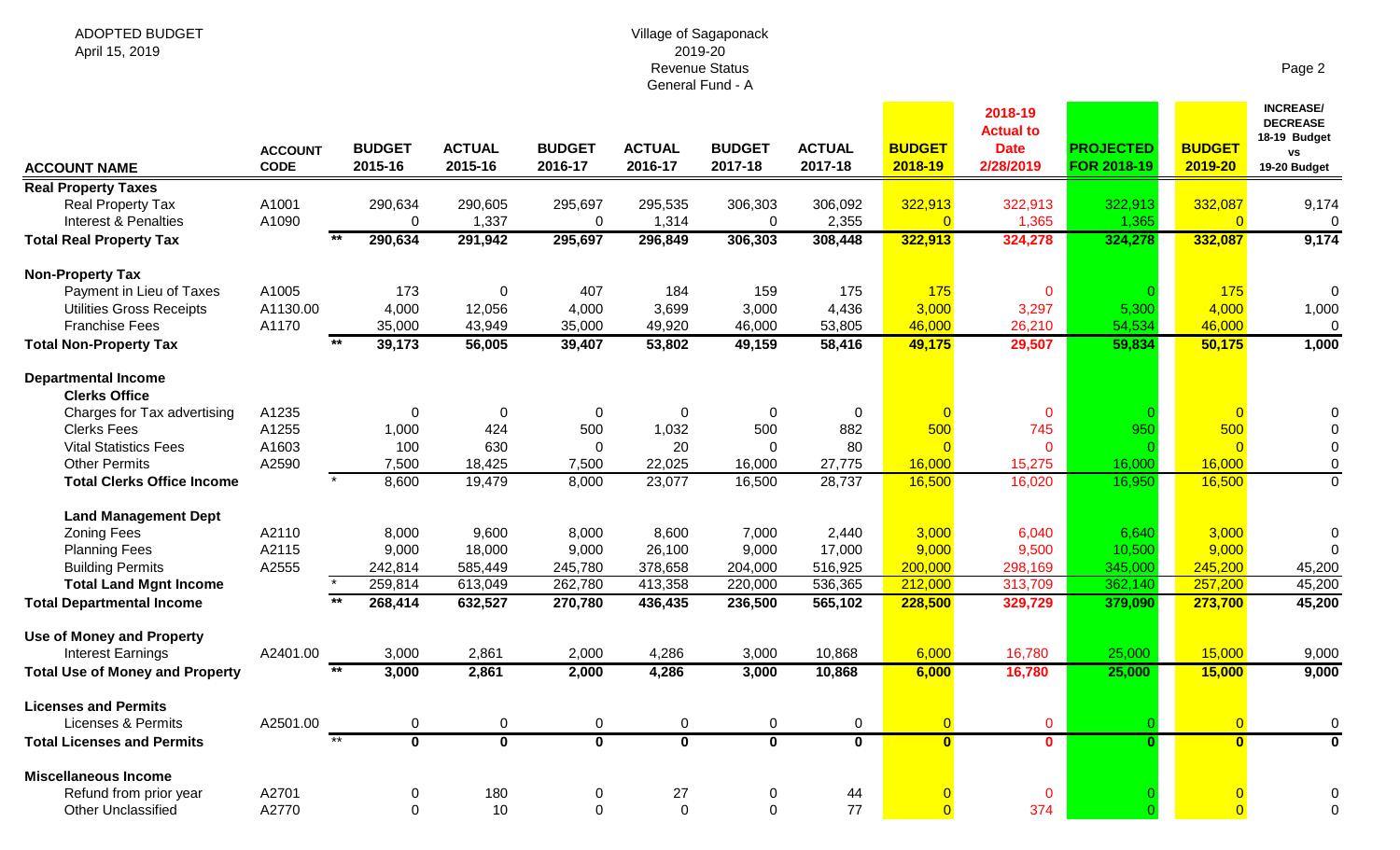ADOPTED BUDGET
April 15, 2019

Village of Sagaponack
2019-20
Revenue Status
General Fund - A

| ACCOUNT NAME | ACCOUNT CODE | | BUDGET 2015-16 | ACTUAL 2015-16 | BUDGET 2016-17 | ACTUAL 2016-17 | BUDGET 2017-18 | ACTUAL 2017-18 | BUDGET 2018-19 | 2018-19 Actual to Date 2/28/2019 | PROJECTED FOR 2018-19 | BUDGET 2019-20 | INCREASE/ DECREASE 18-19 Budget vs 19-20 Budget |
|---|---|---|---|---|---|---|---|---|---|---|---|---|---|
| **Real Property Taxes** | | | | | | | | | | | | | |
| Real Property Tax | A1001 | | 290,634 | 290,605 | 295,697 | 295,535 | 306,303 | 306,092 | 322,913 | 322,913 | 322,913 | 332,087 | 9,174 |
| Interest & Penalties | A1090 | | 0 | 1,337 | 0 | 1,314 | 0 | 2,355 | 0 | 1,365 | 1,365 | 0 | 0 |
| **Total Real Property Tax** | | ** | **290,634** | **291,942** | **295,697** | **296,849** | **306,303** | **308,448** | **322,913** | **324,278** | **324,278** | **332,087** | **9,174** |
| **Non-Property Tax** | | | | | | | | | | | | | |
| Payment in Lieu of Taxes | A1005 | | 173 | 0 | 407 | 184 | 159 | 175 | 175 | 0 | 0 | 175 | 0 |
| Utilities Gross Receipts | A1130.00 | | 4,000 | 12,056 | 4,000 | 3,699 | 3,000 | 4,436 | 3,000 | 3,297 | 5,300 | 4,000 | 1,000 |
| Franchise Fees | A1170 | | 35,000 | 43,949 | 35,000 | 49,920 | 46,000 | 53,805 | 46,000 | 26,210 | 54,534 | 46,000 | 0 |
| **Total Non-Property Tax** | | ** | **39,173** | **56,005** | **39,407** | **53,802** | **49,159** | **58,416** | **49,175** | **29,507** | **59,834** | **50,175** | **1,000** |
| **Departmental Income** | | | | | | | | | | | | | |
| **Clerks Office** | | | | | | | | | | | | | |
| Charges for Tax advertising | A1235 | | 0 | 0 | 0 | 0 | 0 | 0 | 0 | 0 | 0 | 0 | 0 |
| Clerks Fees | A1255 | | 1,000 | 424 | 500 | 1,032 | 500 | 882 | 500 | 745 | 950 | 500 | 0 |
| Vital Statistics Fees | A1603 | | 100 | 630 | 0 | 20 | 0 | 80 | 0 | 0 | 0 | 0 | 0 |
| Other Permits | A2590 | | 7,500 | 18,425 | 7,500 | 22,025 | 16,000 | 27,775 | 16,000 | 15,275 | 16,000 | 16,000 | 0 |
| **Total Clerks Office Income** | | * | 8,600 | 19,479 | 8,000 | 23,077 | 16,500 | 28,737 | 16,500 | 16,020 | 16,950 | 16,500 | 0 |
| **Land Management Dept** | | | | | | | | | | | | | |
| Zoning Fees | A2110 | | 8,000 | 9,600 | 8,000 | 8,600 | 7,000 | 2,440 | 3,000 | 6,040 | 6,640 | 3,000 | 0 |
| Planning Fees | A2115 | | 9,000 | 18,000 | 9,000 | 26,100 | 9,000 | 17,000 | 9,000 | 9,500 | 10,500 | 9,000 | 0 |
| Building Permits | A2555 | | 242,814 | 585,449 | 245,780 | 378,658 | 204,000 | 516,925 | 200,000 | 298,169 | 345,000 | 245,200 | 45,200 |
| **Total Land Mgnt Income** | | * | 259,814 | 613,049 | 262,780 | 413,358 | 220,000 | 536,365 | 212,000 | 313,709 | 362,140 | 257,200 | 45,200 |
| **Total Departmental Income** | | ** | **268,414** | **632,527** | **270,780** | **436,435** | **236,500** | **565,102** | **228,500** | **329,729** | **379,090** | **273,700** | **45,200** |
| **Use of Money and Property** | | | | | | | | | | | | | |
| Interest Earnings | A2401.00 | | 3,000 | 2,861 | 2,000 | 4,286 | 3,000 | 10,868 | 6,000 | 16,780 | 25,000 | 15,000 | 9,000 |
| **Total Use of Money and Property** | | ** | **3,000** | **2,861** | **2,000** | **4,286** | **3,000** | **10,868** | **6,000** | **16,780** | **25,000** | **15,000** | **9,000** |
| **Licenses and Permits** | | | | | | | | | | | | | |
| Licenses & Permits | A2501.00 | | 0 | 0 | 0 | 0 | 0 | 0 | 0 | 0 | 0 | 0 | 0 |
| **Total Licenses and Permits** | | ** | **0** | **0** | **0** | **0** | **0** | **0** | **0** | **0** | **0** | **0** | **0** |
| **Miscellaneous Income** | | | | | | | | | | | | | |
| Refund from prior year | A2701 | | 0 | 180 | 0 | 27 | 0 | 44 | 0 | 0 | 0 | 0 | 0 |
| Other Unclassified | A2770 | | 0 | 10 | 0 | 0 | 0 | 77 | 0 | 374 | 0 | 0 | 0 |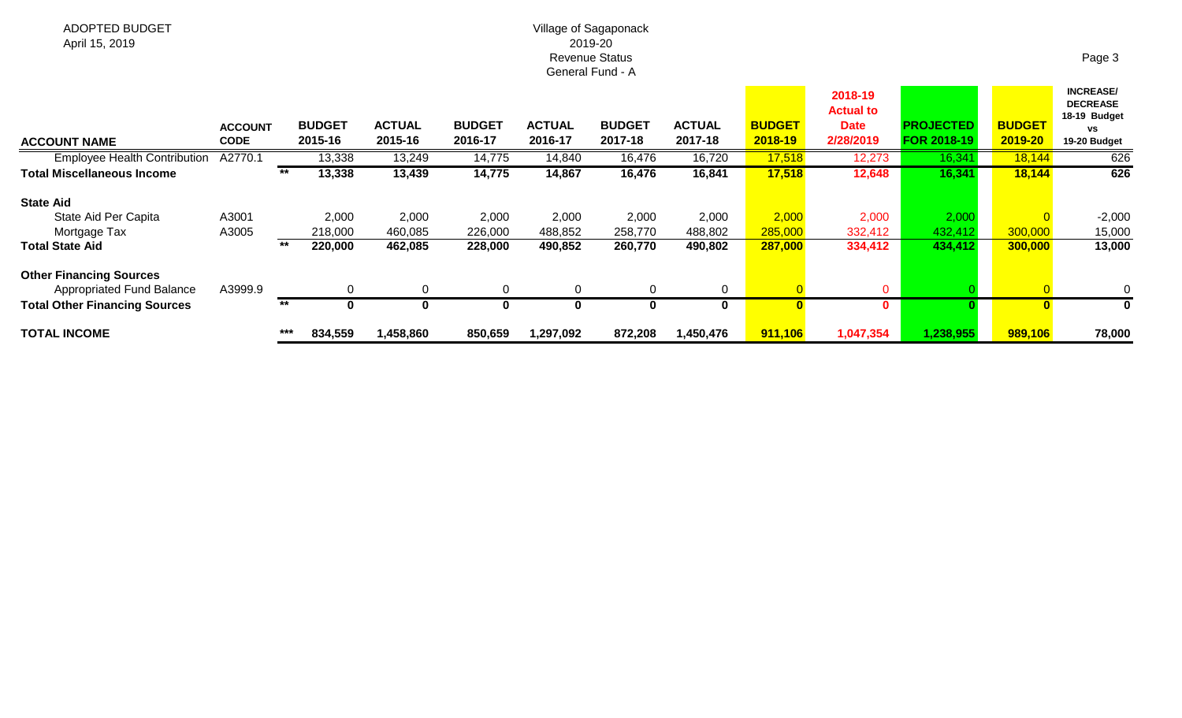ADOPTED BUDGET
April 15, 2019

Village of Sagaponack
2019-20
Revenue Status
General Fund - A

| ACCOUNT NAME | ACCOUNT CODE | | BUDGET 2015-16 | ACTUAL 2015-16 | BUDGET 2016-17 | ACTUAL 2016-17 | BUDGET 2017-18 | ACTUAL 2017-18 | BUDGET 2018-19 | 2018-19 Actual to Date 2/28/2019 | PROJECTED FOR 2018-19 | BUDGET 2019-20 | INCREASE/ DECREASE 18-19 Budget vs 19-20 Budget |
|---|---|---|---|---|---|---|---|---|---|---|---|---|---|
| Employee Health Contribution | A2770.1 | | 13,338 | 13,249 | 14,775 | 14,840 | 16,476 | 16,720 | 17,518 | 12,273 | 16,341 | 18,144 | 626 |
| **Total Miscellaneous Income** | | ** | **13,338** | **13,439** | **14,775** | **14,867** | **16,476** | **16,841** | **17,518** | **12,648** | **16,341** | **18,144** | **626** |
| **State Aid** | | | | | | | | | | | | | |
| State Aid Per Capita | A3001 | | 2,000 | 2,000 | 2,000 | 2,000 | 2,000 | 2,000 | 2,000 | 2,000 | 2,000 | 0 | -2,000 |
| Mortgage Tax | A3005 | | 218,000 | 460,085 | 226,000 | 488,852 | 258,770 | 488,802 | 285,000 | 332,412 | 432,412 | 300,000 | 15,000 |
| **Total State Aid** | | ** | **220,000** | **462,085** | **228,000** | **490,852** | **260,770** | **490,802** | **287,000** | **334,412** | **434,412** | **300,000** | **13,000** |
| **Other Financing Sources** | | | | | | | | | | | | | |
| Appropriated Fund Balance | A3999.9 | | 0 | 0 | 0 | 0 | 0 | 0 | 0 | 0 | 0 | 0 | 0 |
| **Total Other Financing Sources** | | ** | **0** | **0** | **0** | **0** | **0** | **0** | **0** | **0** | **0** | **0** | **0** |
| **TOTAL INCOME** | | *** | **834,559** | **1,458,860** | **850,659** | **1,297,092** | **872,208** | **1,450,476** | **911,106** | **1,047,354** | **1,238,955** | **989,106** | **78,000** |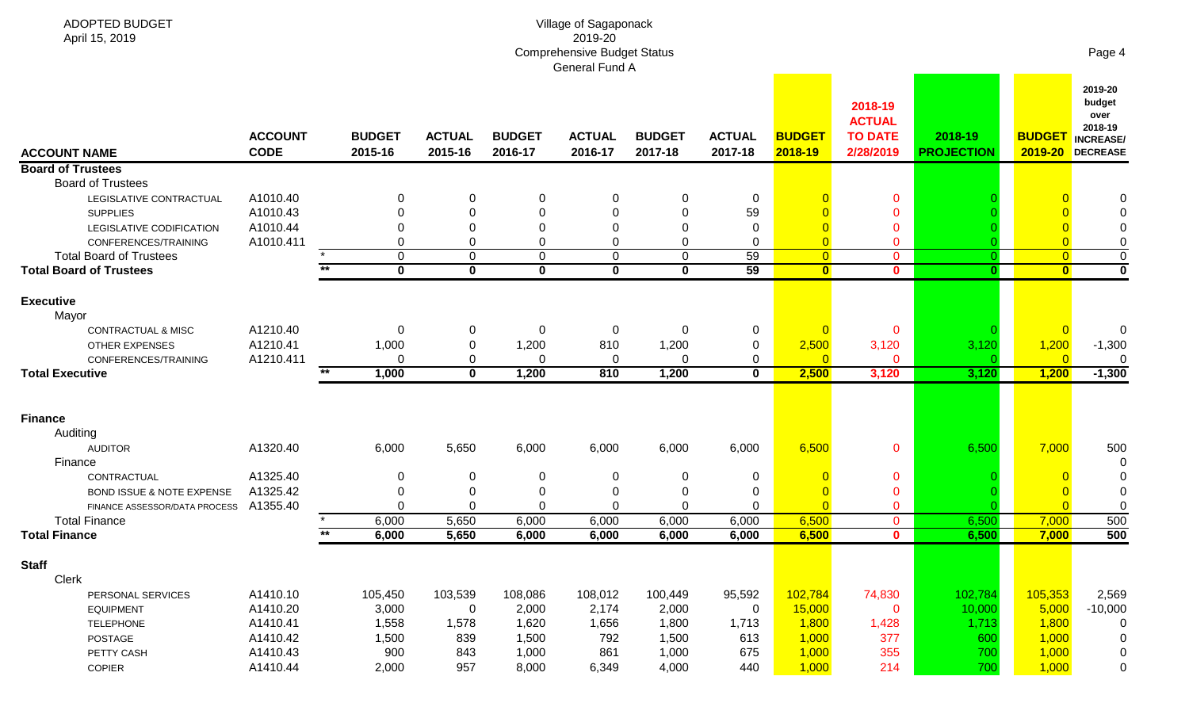ADOPTED BUDGET
April 15, 2019

# Village of Sagaponack
## 2019-20
## Comprehensive Budget Status
## General Fund A

| ACCOUNT NAME | ACCOUNT CODE | | BUDGET 2015-16 | ACTUAL 2015-16 | BUDGET 2016-17 | ACTUAL 2016-17 | BUDGET 2017-18 | ACTUAL 2017-18 | BUDGET 2018-19 | 2018-19 ACTUAL TO DATE 2/28/2019 | 2018-19 PROJECTION | BUDGET 2019-20 | 2019-20 budget over 2018-19 INCREASE/ DECREASE |
|---|---|---|---|---|---|---|---|---|---|---|---|---|---|
| **Board of Trustees** | | | | | | | | | | | | | |
| Board of Trustees | | | | | | | | | | | | | |
| LEGISLATIVE CONTRACTUAL | A1010.40 | | 0 | 0 | 0 | 0 | 0 | 0 | 0 | 0 | 0 | 0 | 0 |
| SUPPLIES | A1010.43 | | 0 | 0 | 0 | 0 | 0 | 59 | 0 | 0 | 0 | 0 | 0 |
| LEGISLATIVE CODIFICATION | A1010.44 | | 0 | 0 | 0 | 0 | 0 | 0 | 0 | 0 | 0 | 0 | 0 |
| CONFERENCES/TRAINING | A1010.411 | | 0 | 0 | 0 | 0 | 0 | 0 | 0 | 0 | 0 | 0 | 0 |
| Total Board of Trustees | | * | 0 | 0 | 0 | 0 | 0 | 59 | 0 | 0 | 0 | 0 | 0 |
| **Total Board of Trustees** | | ** | **0** | **0** | **0** | **0** | **0** | **59** | **0** | **0** | **0** | **0** | **0** |
| **Executive** | | | | | | | | | | | | | |
| Mayor | | | | | | | | | | | | | |
| CONTRACTUAL & MISC | A1210.40 | | 0 | 0 | 0 | 0 | 0 | 0 | 0 | 0 | 0 | 0 | 0 |
| OTHER EXPENSES | A1210.41 | | 1,000 | 0 | 1,200 | 810 | 1,200 | 0 | 2,500 | 3,120 | 3,120 | 1,200 | -1,300 |
| CONFERENCES/TRAINING | A1210.411 | | 0 | 0 | 0 | 0 | 0 | 0 | 0 | 0 | 0 | 0 | 0 |
| **Total Executive** | | ** | **1,000** | **0** | **1,200** | **810** | **1,200** | **0** | **2,500** | **3,120** | **3,120** | **1,200** | **-1,300** |
| **Finance** | | | | | | | | | | | | | |
| Auditing | | | | | | | | | | | | | |
| AUDITOR | A1320.40 | | 6,000 | 5,650 | 6,000 | 6,000 | 6,000 | 6,000 | 6,500 | 0 | 6,500 | 7,000 | 500 |
| Finance | | | | | | | | | | | | | 0 |
| CONTRACTUAL | A1325.40 | | 0 | 0 | 0 | 0 | 0 | 0 | 0 | 0 | 0 | 0 | 0 |
| BOND ISSUE & NOTE EXPENSE | A1325.42 | | 0 | 0 | 0 | 0 | 0 | 0 | 0 | 0 | 0 | 0 | 0 |
| FINANCE ASSESSOR/DATA PROCESS | A1355.40 | | 0 | 0 | 0 | 0 | 0 | 0 | 0 | 0 | 0 | 0 | 0 |
| Total Finance | | * | 6,000 | 5,650 | 6,000 | 6,000 | 6,000 | 6,000 | 6,500 | 0 | 6,500 | 7,000 | 500 |
| **Total Finance** | | ** | **6,000** | **5,650** | **6,000** | **6,000** | **6,000** | **6,000** | **6,500** | **0** | **6,500** | **7,000** | **500** |
| **Staff** | | | | | | | | | | | | | |
| Clerk | | | | | | | | | | | | | |
| PERSONAL SERVICES | A1410.10 | | 105,450 | 103,539 | 108,086 | 108,012 | 100,449 | 95,592 | 102,784 | 74,830 | 102,784 | 105,353 | 2,569 |
| EQUIPMENT | A1410.20 | | 3,000 | 0 | 2,000 | 2,174 | 2,000 | 0 | 15,000 | 0 | 10,000 | 5,000 | -10,000 |
| TELEPHONE | A1410.41 | | 1,558 | 1,578 | 1,620 | 1,656 | 1,800 | 1,713 | 1,800 | 1,428 | 1,713 | 1,800 | 0 |
| POSTAGE | A1410.42 | | 1,500 | 839 | 1,500 | 792 | 1,500 | 613 | 1,000 | 377 | 600 | 1,000 | 0 |
| PETTY CASH | A1410.43 | | 900 | 843 | 1,000 | 861 | 1,000 | 675 | 1,000 | 355 | 700 | 1,000 | 0 |
| COPIER | A1410.44 | | 2,000 | 957 | 8,000 | 6,349 | 4,000 | 440 | 1,000 | 214 | 700 | 1,000 | 0 |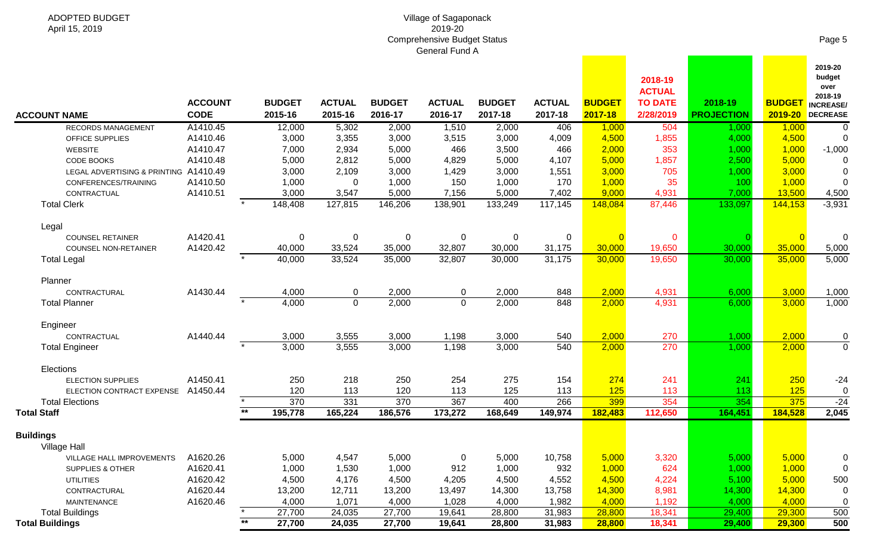ADOPTED BUDGET
April 15, 2019

Village of Sagaponack
2019-20
Comprehensive Budget Status
General Fund A

| ACCOUNT NAME | ACCOUNT CODE | | BUDGET 2015-16 | ACTUAL 2015-16 | BUDGET 2016-17 | ACTUAL 2016-17 | BUDGET 2017-18 | ACTUAL 2017-18 | BUDGET 2017-18 | 2018-19 ACTUAL TO DATE 2/28/2019 | 2018-19 PROJECTION | BUDGET 2019-20 | 2019-20 budget over 2018-19 INCREASE/ DECREASE |
|---|---|---|---|---|---|---|---|---|---|---|---|---|---|
| RECORDS MANAGEMENT | A1410.45 | | 12,000 | 5,302 | 2,000 | 1,510 | 2,000 | 406 | 1,000 | 504 | 1,000 | 1,000 | 0 |
| OFFICE SUPPLIES | A1410.46 | | 3,000 | 3,355 | 3,000 | 3,515 | 3,000 | 4,009 | 4,500 | 1,855 | 4,000 | 4,500 | 0 |
| WEBSITE | A1410.47 | | 7,000 | 2,934 | 5,000 | 466 | 3,500 | 466 | 2,000 | 353 | 1,000 | 1,000 | -1,000 |
| CODE BOOKS | A1410.48 | | 5,000 | 2,812 | 5,000 | 4,829 | 5,000 | 4,107 | 5,000 | 1,857 | 2,500 | 5,000 | 0 |
| LEGAL ADVERTISING & PRINTING | A1410.49 | | 3,000 | 2,109 | 3,000 | 1,429 | 3,000 | 1,551 | 3,000 | 705 | 1,000 | 3,000 | 0 |
| CONFERENCES/TRAINING | A1410.50 | | 1,000 | 0 | 1,000 | 150 | 1,000 | 170 | 1,000 | 35 | 100 | 1,000 | 0 |
| CONTRACTUAL | A1410.51 | | 3,000 | 3,547 | 5,000 | 7,156 | 5,000 | 7,402 | 9,000 | 4,931 | 7,000 | 13,500 | 4,500 |
| Total Clerk | | * | 148,408 | 127,815 | 146,206 | 138,901 | 133,249 | 117,145 | 148,084 | 87,446 | 133,097 | 144,153 | -3,931 |
| Legal | | | | | | | | | | | | | |
| COUNSEL RETAINER | A1420.41 | | 0 | 0 | 0 | 0 | 0 | 0 | 0 | 0 | 0 | 0 | 0 |
| COUNSEL NON-RETAINER | A1420.42 | | 40,000 | 33,524 | 35,000 | 32,807 | 30,000 | 31,175 | 30,000 | 19,650 | 30,000 | 35,000 | 5,000 |
| Total Legal | | * | 40,000 | 33,524 | 35,000 | 32,807 | 30,000 | 31,175 | 30,000 | 19,650 | 30,000 | 35,000 | 5,000 |
| Planner | | | | | | | | | | | | | |
| CONTRACTUAL | A1430.44 | | 4,000 | 0 | 2,000 | 0 | 2,000 | 848 | 2,000 | 4,931 | 6,000 | 3,000 | 1,000 |
| Total Planner | | * | 4,000 | 0 | 2,000 | 0 | 2,000 | 848 | 2,000 | 4,931 | 6,000 | 3,000 | 1,000 |
| Engineer | | | | | | | | | | | | | |
| CONTRACTUAL | A1440.44 | | 3,000 | 3,555 | 3,000 | 1,198 | 3,000 | 540 | 2,000 | 270 | 1,000 | 2,000 | 0 |
| Total Engineer | | * | 3,000 | 3,555 | 3,000 | 1,198 | 3,000 | 540 | 2,000 | 270 | 1,000 | 2,000 | 0 |
| Elections | | | | | | | | | | | | | |
| ELECTION SUPPLIES | A1450.41 | | 250 | 218 | 250 | 254 | 275 | 154 | 274 | 241 | 241 | 250 | -24 |
| ELECTION CONTRACT EXPENSE | A1450.44 | | 120 | 113 | 120 | 113 | 125 | 113 | 125 | 113 | 113 | 125 | 0 |
| Total Elections | | * | 370 | 331 | 370 | 367 | 400 | 266 | 399 | 354 | 354 | 375 | -24 |
| **Total Staff** | | ** | **195,778** | **165,224** | **186,576** | **173,272** | **168,649** | **149,974** | **182,483** | **112,650** | **164,451** | **184,528** | **2,045** |
| **Buildings** | | | | | | | | | | | | | |
| Village Hall | | | | | | | | | | | | | |
| VILLAGE HALL IMPROVEMENTS | A1620.26 | | 5,000 | 4,547 | 5,000 | 0 | 5,000 | 10,758 | 5,000 | 3,320 | 5,000 | 5,000 | 0 |
| SUPPLIES & OTHER | A1620.41 | | 1,000 | 1,530 | 1,000 | 912 | 1,000 | 932 | 1,000 | 624 | 1,000 | 1,000 | 0 |
| UTILITIES | A1620.42 | | 4,500 | 4,176 | 4,500 | 4,205 | 4,500 | 4,552 | 4,500 | 4,224 | 5,100 | 5,000 | 500 |
| CONTRACTUAL | A1620.44 | | 13,200 | 12,711 | 13,200 | 13,497 | 14,300 | 13,758 | 14,300 | 8,981 | 14,300 | 14,300 | 0 |
| MAINTENANCE | A1620.46 | | 4,000 | 1,071 | 4,000 | 1,028 | 4,000 | 1,982 | 4,000 | 1,192 | 4,000 | 4,000 | 0 |
| Total Buildings | | * | 27,700 | 24,035 | 27,700 | 19,641 | 28,800 | 31,983 | 28,800 | 18,341 | 29,400 | 29,300 | 500 |
| **Total Buildings** | | ** | **27,700** | **24,035** | **27,700** | **19,641** | **28,800** | **31,983** | **28,800** | **18,341** | **29,400** | **29,300** | **500** |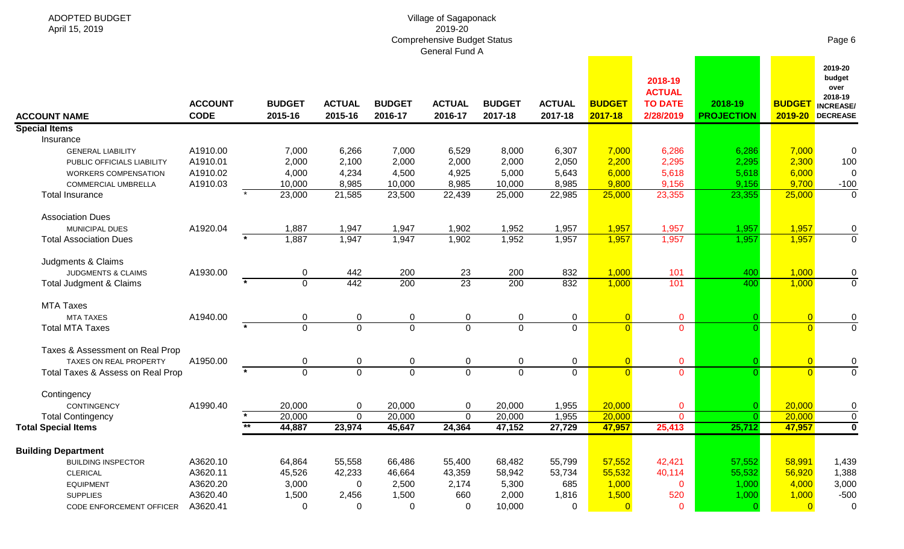ADOPTED BUDGET
April 15, 2019

Village of Sagaponack
2019-20
Comprehensive Budget Status
General Fund A

| ACCOUNT NAME | ACCOUNT CODE | | BUDGET 2015-16 | ACTUAL 2015-16 | BUDGET 2016-17 | ACTUAL 2016-17 | BUDGET 2017-18 | ACTUAL 2017-18 | BUDGET 2017-18 | 2018-19 ACTUAL TO DATE 2/28/2019 | 2018-19 PROJECTION | BUDGET 2019-20 | 2019-20 budget over 2018-19 INCREASE/ DECREASE |
|---|---|---|---|---|---|---|---|---|---|---|---|---|---|
| **Special Items** | | | | | | | | | | | | | |
| Insurance | | | | | | | | | | | | | |
| GENERAL LIABILITY | A1910.00 | | 7,000 | 6,266 | 7,000 | 6,529 | 8,000 | 6,307 | 7,000 | 6,286 | 6,286 | 7,000 | 0 |
| PUBLIC OFFICIALS LIABILITY | A1910.01 | | 2,000 | 2,100 | 2,000 | 2,000 | 2,000 | 2,050 | 2,200 | 2,295 | 2,295 | 2,300 | 100 |
| WORKERS COMPENSATION | A1910.02 | | 4,000 | 4,234 | 4,500 | 4,925 | 5,000 | 5,643 | 6,000 | 5,618 | 5,618 | 6,000 | 0 |
| COMMERCIAL UMBRELLA | A1910.03 | | 10,000 | 8,985 | 10,000 | 8,985 | 10,000 | 8,985 | 9,800 | 9,156 | 9,156 | 9,700 | -100 |
| Total Insurance | | * | 23,000 | 21,585 | 23,500 | 22,439 | 25,000 | 22,985 | 25,000 | 23,355 | 23,355 | 25,000 | 0 |
| Association Dues | | | | | | | | | | | | | |
| MUNICIPAL DUES | A1920.04 | | 1,887 | 1,947 | 1,947 | 1,902 | 1,952 | 1,957 | 1,957 | 1,957 | 1,957 | 1,957 | 0 |
| Total Association Dues | | * | 1,887 | 1,947 | 1,947 | 1,902 | 1,952 | 1,957 | 1,957 | 1,957 | 1,957 | 1,957 | 0 |
| Judgments & Claims | | | | | | | | | | | | | |
| JUDGMENTS & CLAIMS | A1930.00 | | 0 | 442 | 200 | 23 | 200 | 832 | 1,000 | 101 | 400 | 1,000 | 0 |
| Total Judgment & Claims | | * | 0 | 442 | 200 | 23 | 200 | 832 | 1,000 | 101 | 400 | 1,000 | 0 |
| MTA Taxes | | | | | | | | | | | | | |
| MTA TAXES | A1940.00 | | 0 | 0 | 0 | 0 | 0 | 0 | 0 | 0 | 0 | 0 | 0 |
| Total MTA Taxes | | * | 0 | 0 | 0 | 0 | 0 | 0 | 0 | 0 | 0 | 0 | 0 |
| Taxes & Assessment on Real Prop | | | | | | | | | | | | | |
| TAXES ON REAL PROPERTY | A1950.00 | | 0 | 0 | 0 | 0 | 0 | 0 | 0 | 0 | 0 | 0 | 0 |
| Total Taxes & Assess on Real Prop | | * | 0 | 0 | 0 | 0 | 0 | 0 | 0 | 0 | 0 | 0 | 0 |
| Contingency | | | | | | | | | | | | | |
| CONTINGENCY | A1990.40 | | 20,000 | 0 | 20,000 | 0 | 20,000 | 1,955 | 20,000 | 0 | 0 | 20,000 | 0 |
| Total Contingency | | * | 20,000 | 0 | 20,000 | 0 | 20,000 | 1,955 | 20,000 | 0 | 0 | 20,000 | 0 |
| **Total Special Items** | | ** | **44,887** | **23,974** | **45,647** | **24,364** | **47,152** | **27,729** | **47,957** | **25,413** | **25,712** | **47,957** | **0** |
| **Building Department** | | | | | | | | | | | | | |
| BUILDING INSPECTOR | A3620.10 | | 64,864 | 55,558 | 66,486 | 55,400 | 68,482 | 55,799 | 57,552 | 42,421 | 57,552 | 58,991 | 1,439 |
| CLERICAL | A3620.11 | | 45,526 | 42,233 | 46,664 | 43,359 | 58,942 | 53,734 | 55,532 | 40,114 | 55,532 | 56,920 | 1,388 |
| EQUIPMENT | A3620.20 | | 3,000 | 0 | 2,500 | 2,174 | 5,300 | 685 | 1,000 | 0 | 1,000 | 4,000 | 3,000 |
| SUPPLIES | A3620.40 | | 1,500 | 2,456 | 1,500 | 660 | 2,000 | 1,816 | 1,500 | 520 | 1,000 | 1,000 | -500 |
| CODE ENFORCEMENT OFFICER | A3620.41 | | 0 | 0 | 0 | 0 | 10,000 | 0 | 0 | 0 | 0 | 0 | 0 |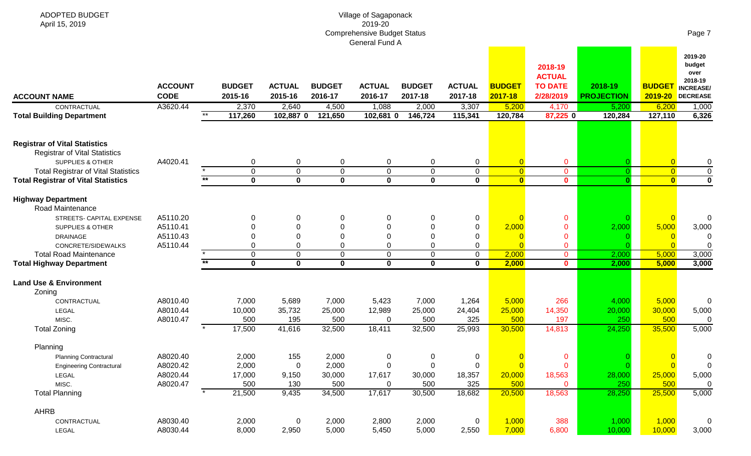ADOPTED BUDGET
April 15, 2019

Village of Sagaponack
2019-20
Comprehensive Budget Status
General Fund A

| ACCOUNT NAME | ACCOUNT CODE | | BUDGET 2015-16 | ACTUAL 2015-16 | BUDGET 2016-17 | ACTUAL 2016-17 | BUDGET 2017-18 | ACTUAL 2017-18 | BUDGET 2017-18 | 2018-19 ACTUAL TO DATE 2/28/2019 | 2018-19 PROJECTION | BUDGET 2019-20 | 2019-20 budget over 2018-19 INCREASE/ DECREASE |
|---|---|---|---|---|---|---|---|---|---|---|---|---|---|
| CONTRACTUAL | A3620.44 | | 2,370 | 2,640 | 4,500 | 1,088 | 2,000 | 3,307 | 5,200 | 4,170 | 5,200 | 6,200 | 1,000 |
| **Total Building Department** | | ** | **117,260** | **102,887 0** | **121,650** | **102,681 0** | **146,724** | **115,341** | **120,784** | **87,225 0** | **120,284** | **127,110** | **6,326** |
| | | | | | | | | | | | | | |
| **Registrar of Vital Statistics** | | | | | | | | | | | | | |
| Registrar of Vital Statistics | | | | | | | | | | | | | |
| SUPPLIES & OTHER | A4020.41 | | 0 | 0 | 0 | 0 | 0 | 0 | 0 | 0 | 0 | 0 | 0 |
| Total Registrar of Vital Statistics | | * | 0 | 0 | 0 | 0 | 0 | 0 | 0 | 0 | 0 | 0 | 0 |
| **Total Registrar of Vital Statistics** | | ** | **0** | **0** | **0** | **0** | **0** | **0** | **0** | **0** | **0** | **0** | **0** |
| | | | | | | | | | | | | | |
| **Highway Department** | | | | | | | | | | | | | |
| Road Maintenance | | | | | | | | | | | | | |
| STREETS- CAPITAL EXPENSE | A5110.20 | | 0 | 0 | 0 | 0 | 0 | 0 | 0 | 0 | 0 | 0 | 0 |
| SUPPLIES & OTHER | A5110.41 | | 0 | 0 | 0 | 0 | 0 | 0 | 2,000 | 0 | 2,000 | 5,000 | 3,000 |
| DRAINAGE | A5110.43 | | 0 | 0 | 0 | 0 | 0 | 0 | 0 | 0 | 0 | 0 | 0 |
| CONCRETE/SIDEWALKS | A5110.44 | | 0 | 0 | 0 | 0 | 0 | 0 | 0 | 0 | 0 | 0 | 0 |
| Total Road Maintenance | | * | 0 | 0 | 0 | 0 | 0 | 0 | 2,000 | 0 | 2,000 | 5,000 | 3,000 |
| **Total Highway Department** | | ** | **0** | **0** | **0** | **0** | **0** | **0** | **2,000** | **0** | **2,000** | **5,000** | **3,000** |
| | | | | | | | | | | | | | |
| **Land Use & Environment** | | | | | | | | | | | | | |
| Zoning | | | | | | | | | | | | | |
| CONTRACTUAL | A8010.40 | | 7,000 | 5,689 | 7,000 | 5,423 | 7,000 | 1,264 | 5,000 | 266 | 4,000 | 5,000 | 0 |
| LEGAL | A8010.44 | | 10,000 | 35,732 | 25,000 | 12,989 | 25,000 | 24,404 | 25,000 | 14,350 | 20,000 | 30,000 | 5,000 |
| MISC. | A8010.47 | | 500 | 195 | 500 | 0 | 500 | 325 | 500 | 197 | 250 | 500 | 0 |
| Total Zoning | | * | 17,500 | 41,616 | 32,500 | 18,411 | 32,500 | 25,993 | 30,500 | 14,813 | 24,250 | 35,500 | 5,000 |
| | | | | | | | | | | | | | |
| Planning | | | | | | | | | | | | | |
| Planning Contractural | A8020.40 | | 2,000 | 155 | 2,000 | 0 | 0 | 0 | 0 | 0 | 0 | 0 | 0 |
| Engineering Contractural | A8020.42 | | 2,000 | 0 | 2,000 | 0 | 0 | 0 | 0 | 0 | 0 | 0 | 0 |
| LEGAL | A8020.44 | | 17,000 | 9,150 | 30,000 | 17,617 | 30,000 | 18,357 | 20,000 | 18,563 | 28,000 | 25,000 | 5,000 |
| MISC. | A8020.47 | | 500 | 130 | 500 | 0 | 500 | 325 | 500 | 0 | 250 | 500 | 0 |
| Total Planning | | * | 21,500 | 9,435 | 34,500 | 17,617 | 30,500 | 18,682 | 20,500 | 18,563 | 28,250 | 25,500 | 5,000 |
| | | | | | | | | | | | | | |
| AHRB | | | | | | | | | | | | | |
| CONTRACTUAL | A8030.40 | | 2,000 | 0 | 2,000 | 2,800 | 2,000 | 0 | 1,000 | 388 | 1,000 | 1,000 | 0 |
| LEGAL | A8030.44 | | 8,000 | 2,950 | 5,000 | 5,450 | 5,000 | 2,550 | 7,000 | 6,800 | 10,000 | 10,000 | 3,000 |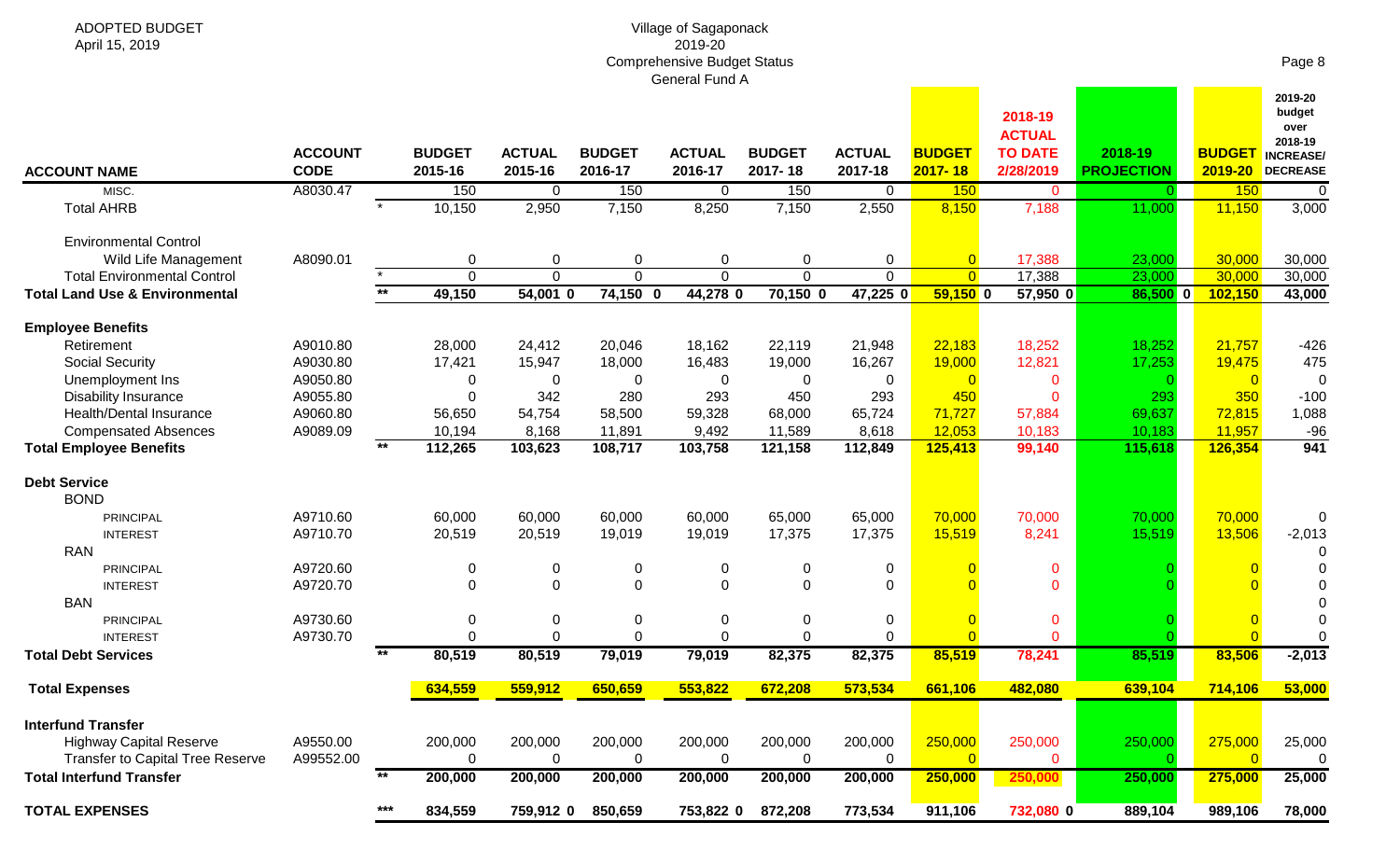ADOPTED BUDGET
April 15, 2019

Village of Sagaponack
2019-20
Comprehensive Budget Status
General Fund A

| ACCOUNT NAME | ACCOUNT CODE | | BUDGET 2015-16 | ACTUAL 2015-16 | BUDGET 2016-17 | ACTUAL 2016-17 | BUDGET 2017-18 | ACTUAL 2017-18 | BUDGET 2017-18 | 2018-19 ACTUAL TO DATE 2/28/2019 | 2018-19 PROJECTION | BUDGET 2019-20 | 2019-20 budget over 2018-19 INCREASE/ DECREASE |
|---|---|---|---|---|---|---|---|---|---|---|---|---|---|
| MISC. | A8030.47 | | 150 | 0 | 150 | 0 | 150 | 0 | 150 | 0 | 0 | 150 | 0 |
| Total AHRB | | * | 10,150 | 2,950 | 7,150 | 8,250 | 7,150 | 2,550 | 8,150 | 7,188 | 11,000 | 11,150 | 3,000 |
| Environmental Control | | | | | | | | | | | | | |
| Wild Life Management | A8090.01 | | 0 | 0 | 0 | 0 | 0 | 0 | 0 | 17,388 | 23,000 | 30,000 | 30,000 |
| Total Environmental Control | | * | 0 | 0 | 0 | 0 | 0 | 0 | 0 | 17,388 | 23,000 | 30,000 | 30,000 |
| **Total Land Use & Environmental** | | ** | 49,150 | 54,001 0 | 74,150 0 | 44,278 0 | 70,150 0 | 47,225 0 | 59,150 0 | 57,950 0 | 86,500 0 | 102,150 | 43,000 |
| **Employee Benefits** | | | | | | | | | | | | | |
| Retirement | A9010.80 | | 28,000 | 24,412 | 20,046 | 18,162 | 22,119 | 21,948 | 22,183 | 18,252 | 18,252 | 21,757 | -426 |
| Social Security | A9030.80 | | 17,421 | 15,947 | 18,000 | 16,483 | 19,000 | 16,267 | 19,000 | 12,821 | 17,253 | 19,475 | 475 |
| Unemployment Ins | A9050.80 | | 0 | 0 | 0 | 0 | 0 | 0 | 0 | 0 | 0 | 0 | 0 |
| Disability Insurance | A9055.80 | | 0 | 342 | 280 | 293 | 450 | 293 | 450 | 0 | 293 | 350 | -100 |
| Health/Dental Insurance | A9060.80 | | 56,650 | 54,754 | 58,500 | 59,328 | 68,000 | 65,724 | 71,727 | 57,884 | 69,637 | 72,815 | 1,088 |
| Compensated Absences | A9089.09 | | 10,194 | 8,168 | 11,891 | 9,492 | 11,589 | 8,618 | 12,053 | 10,183 | 10,183 | 11,957 | -96 |
| **Total Employee Benefits** | | ** | 112,265 | 103,623 | 108,717 | 103,758 | 121,158 | 112,849 | 125,413 | 99,140 | 115,618 | 126,354 | 941 |
| **Debt Service** | | | | | | | | | | | | | |
| BOND | | | | | | | | | | | | | |
| PRINCIPAL | A9710.60 | | 60,000 | 60,000 | 60,000 | 60,000 | 65,000 | 65,000 | 70,000 | 70,000 | 70,000 | 70,000 | 0 |
| INTEREST | A9710.70 | | 20,519 | 20,519 | 19,019 | 19,019 | 17,375 | 17,375 | 15,519 | 8,241 | 15,519 | 13,506 | -2,013 |
| RAN | | | | | | | | | | | | | 0 |
| PRINCIPAL | A9720.60 | | 0 | 0 | 0 | 0 | 0 | 0 | 0 | 0 | 0 | 0 | 0 |
| INTEREST | A9720.70 | | 0 | 0 | 0 | 0 | 0 | 0 | 0 | 0 | 0 | 0 | 0 |
| BAN | | | | | | | | | | | | | 0 |
| PRINCIPAL | A9730.60 | | 0 | 0 | 0 | 0 | 0 | 0 | 0 | 0 | 0 | 0 | 0 |
| INTEREST | A9730.70 | | 0 | 0 | 0 | 0 | 0 | 0 | 0 | 0 | 0 | 0 | 0 |
| **Total Debt Services** | | ** | 80,519 | 80,519 | 79,019 | 79,019 | 82,375 | 82,375 | 85,519 | 78,241 | 85,519 | 83,506 | -2,013 |
| **Total Expenses** | | | 634,559 | 559,912 | 650,659 | 553,822 | 672,208 | 573,534 | 661,106 | 482,080 | 639,104 | 714,106 | 53,000 |
| **Interfund Transfer** | | | | | | | | | | | | | |
| Highway Capital Reserve | A9550.00 | | 200,000 | 200,000 | 200,000 | 200,000 | 200,000 | 200,000 | 250,000 | 250,000 | 250,000 | 275,000 | 25,000 |
| Transfer to Capital Tree Reserve | A99552.00 | | 0 | 0 | 0 | 0 | 0 | 0 | 0 | 0 | 0 | 0 | 0 |
| **Total Interfund Transfer** | | ** | 200,000 | 200,000 | 200,000 | 200,000 | 200,000 | 200,000 | 250,000 | 250,000 | 250,000 | 275,000 | 25,000 |
| **TOTAL EXPENSES** | | *** | 834,559 | 759,912 0 | 850,659 | 753,822 0 | 872,208 | 773,534 | 911,106 | 732,080 0 | 889,104 | 989,106 | 78,000 |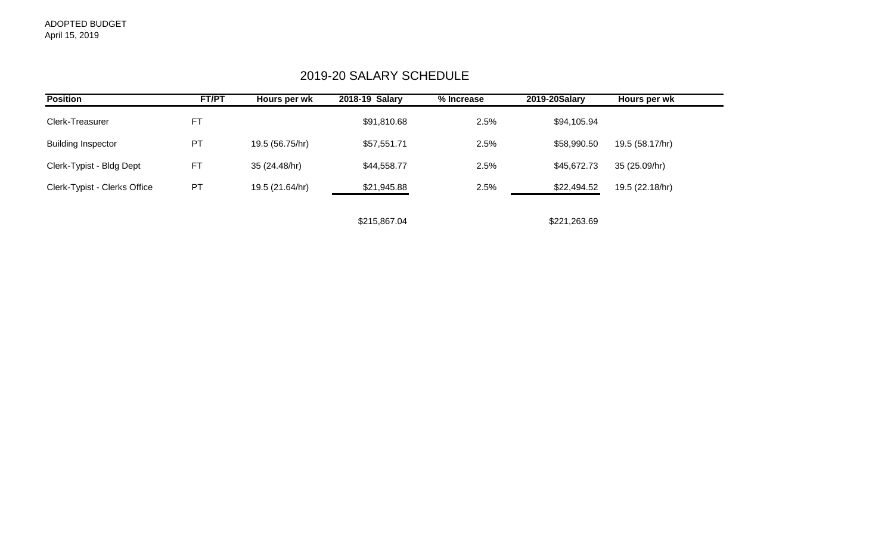ADOPTED BUDGET
April 15, 2019

# 2019-20 SALARY SCHEDULE

| Position | FT/PT | Hours per wk | 2018-19 Salary | % Increase | 2019-20Salary | Hours per wk |
|---|---|---|---|---|---|---|
| Clerk-Treasurer | FT | | $91,810.68 | 2.5% | $94,105.94 | |
| Building Inspector | PT | 19.5 (56.75/hr) | $57,551.71 | 2.5% | $58,990.50 | 19.5 (58.17/hr) |
| Clerk-Typist - Bldg Dept | FT | 35 (24.48/hr) | $44,558.77 | 2.5% | $45,672.73 | 35 (25.09/hr) |
| Clerk-Typist - Clerks Office | PT | 19.5 (21.64/hr) | $21,945.88 | 2.5% | $22,494.52 | 19.5 (22.18/hr) |
| | | | $215,867.04 | | $221,263.69 | |